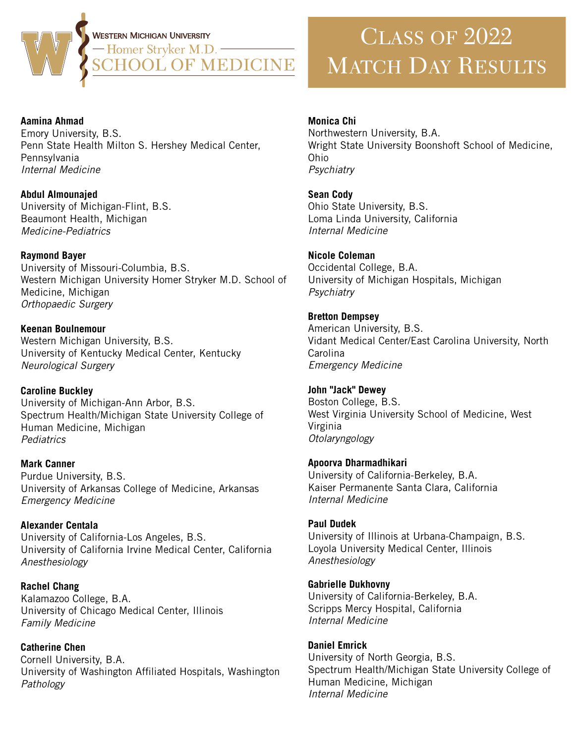Western Michigan University
Homer Stryker M.D.
SCHOOL OF MEDICINE

# Class of 2022 Match Day Results

**Aamina Ahmad**
Emory University, B.S.
Penn State Health Milton S. Hershey Medical Center, Pennsylvania
*Internal Medicine*

**Abdul Almounajed**
University of Michigan-Flint, B.S.
Beaumont Health, Michigan
*Medicine-Pediatrics*

**Raymond Bayer**
University of Missouri-Columbia, B.S.
Western Michigan University Homer Stryker M.D. School of Medicine, Michigan
*Orthopaedic Surgery*

**Keenan Boulnemour**
Western Michigan University, B.S.
University of Kentucky Medical Center, Kentucky
*Neurological Surgery*

**Caroline Buckley**
University of Michigan-Ann Arbor, B.S.
Spectrum Health/Michigan State University College of Human Medicine, Michigan
*Pediatrics*

**Mark Canner**
Purdue University, B.S.
University of Arkansas College of Medicine, Arkansas
*Emergency Medicine*

**Alexander Centala**
University of California-Los Angeles, B.S.
University of California Irvine Medical Center, California
*Anesthesiology*

**Rachel Chang**
Kalamazoo College, B.A.
University of Chicago Medical Center, Illinois
*Family Medicine*

**Catherine Chen**
Cornell University, B.A.
University of Washington Affiliated Hospitals, Washington
*Pathology*

**Monica Chi**
Northwestern University, B.A.
Wright State University Boonshoft School of Medicine, Ohio
*Psychiatry*

**Sean Cody**
Ohio State University, B.S.
Loma Linda University, California
*Internal Medicine*

**Nicole Coleman**
Occidental College, B.A.
University of Michigan Hospitals, Michigan
*Psychiatry*

**Bretton Dempsey**
American University, B.S.
Vidant Medical Center/East Carolina University, North Carolina
*Emergency Medicine*

**John "Jack" Dewey**
Boston College, B.S.
West Virginia University School of Medicine, West Virginia
*Otolaryngology*

**Apoorva Dharmadhikari**
University of California-Berkeley, B.A.
Kaiser Permanente Santa Clara, California
*Internal Medicine*

**Paul Dudek**
University of Illinois at Urbana-Champaign, B.S.
Loyola University Medical Center, Illinois
*Anesthesiology*

**Gabrielle Dukhovny**
University of California-Berkeley, B.A.
Scripps Mercy Hospital, California
*Internal Medicine*

**Daniel Emrick**
University of North Georgia, B.S.
Spectrum Health/Michigan State University College of Human Medicine, Michigan
*Internal Medicine*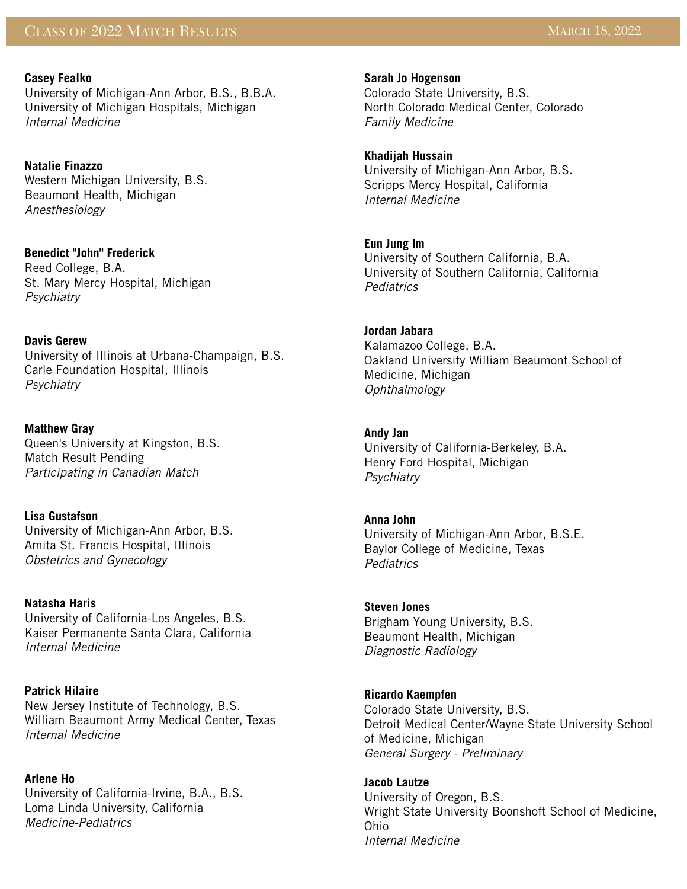## Class of 2022 Match Results

March 18, 2022

**Casey Fealko**
University of Michigan-Ann Arbor, B.S., B.B.A.
University of Michigan Hospitals, Michigan
*Internal Medicine*

**Natalie Finazzo**
Western Michigan University, B.S.
Beaumont Health, Michigan
*Anesthesiology*

**Benedict "John" Frederick**
Reed College, B.A.
St. Mary Mercy Hospital, Michigan
*Psychiatry*

**Davis Gerew**
University of Illinois at Urbana-Champaign, B.S.
Carle Foundation Hospital, Illinois
*Psychiatry*

**Matthew Gray**
Queen's University at Kingston, B.S.
Match Result Pending
*Participating in Canadian Match*

**Lisa Gustafson**
University of Michigan-Ann Arbor, B.S.
Amita St. Francis Hospital, Illinois
*Obstetrics and Gynecology*

**Natasha Haris**
University of California-Los Angeles, B.S.
Kaiser Permanente Santa Clara, California
*Internal Medicine*

**Patrick Hilaire**
New Jersey Institute of Technology, B.S.
William Beaumont Army Medical Center, Texas
*Internal Medicine*

**Arlene Ho**
University of California-Irvine, B.A., B.S.
Loma Linda University, California
*Medicine-Pediatrics*

**Sarah Jo Hogenson**
Colorado State University, B.S.
North Colorado Medical Center, Colorado
*Family Medicine*

**Khadijah Hussain**
University of Michigan-Ann Arbor, B.S.
Scripps Mercy Hospital, California
*Internal Medicine*

**Eun Jung Im**
University of Southern California, B.A.
University of Southern California, California
*Pediatrics*

**Jordan Jabara**
Kalamazoo College, B.A.
Oakland University William Beaumont School of Medicine, Michigan
*Ophthalmology*

**Andy Jan**
University of California-Berkeley, B.A.
Henry Ford Hospital, Michigan
*Psychiatry*

**Anna John**
University of Michigan-Ann Arbor, B.S.E.
Baylor College of Medicine, Texas
*Pediatrics*

**Steven Jones**
Brigham Young University, B.S.
Beaumont Health, Michigan
*Diagnostic Radiology*

**Ricardo Kaempfen**
Colorado State University, B.S.
Detroit Medical Center/Wayne State University School of Medicine, Michigan
*General Surgery - Preliminary*

**Jacob Lautze**
University of Oregon, B.S.
Wright State University Boonshoft School of Medicine, Ohio
*Internal Medicine*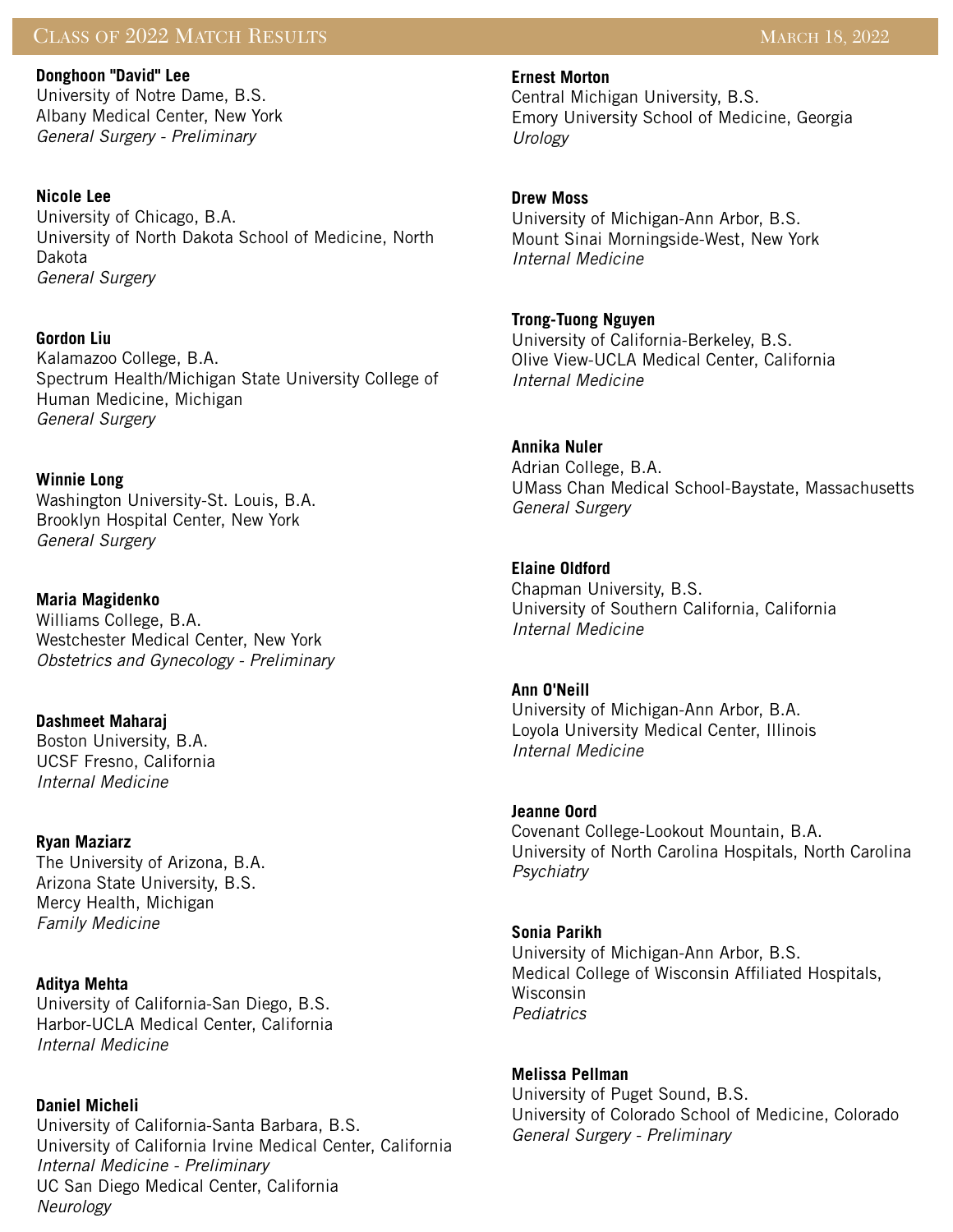**Donghoon "David" Lee**
University of Notre Dame, B.S.
Albany Medical Center, New York
*General Surgery - Preliminary*

**Nicole Lee**
University of Chicago, B.A.
University of North Dakota School of Medicine, North Dakota
*General Surgery*

**Gordon Liu**
Kalamazoo College, B.A.
Spectrum Health/Michigan State University College of Human Medicine, Michigan
*General Surgery*

**Winnie Long**
Washington University-St. Louis, B.A.
Brooklyn Hospital Center, New York
*General Surgery*

**Maria Magidenko**
Williams College, B.A.
Westchester Medical Center, New York
*Obstetrics and Gynecology - Preliminary*

**Dashmeet Maharaj**
Boston University, B.A.
UCSF Fresno, California
*Internal Medicine*

**Ryan Maziarz**
The University of Arizona, B.A.
Arizona State University, B.S.
Mercy Health, Michigan
*Family Medicine*

**Aditya Mehta**
University of California-San Diego, B.S.
Harbor-UCLA Medical Center, California
*Internal Medicine*

**Daniel Micheli**
University of California-Santa Barbara, B.S.
University of California Irvine Medical Center, California
*Internal Medicine - Preliminary*
UC San Diego Medical Center, California
*Neurology*

**Ernest Morton**
Central Michigan University, B.S.
Emory University School of Medicine, Georgia
*Urology*

**Drew Moss**
University of Michigan-Ann Arbor, B.S.
Mount Sinai Morningside-West, New York
*Internal Medicine*

**Trong-Tuong Nguyen**
University of California-Berkeley, B.S.
Olive View-UCLA Medical Center, California
*Internal Medicine*

**Annika Nuler**
Adrian College, B.A.
UMass Chan Medical School-Baystate, Massachusetts
*General Surgery*

**Elaine Oldford**
Chapman University, B.S.
University of Southern California, California
*Internal Medicine*

**Ann O'Neill**
University of Michigan-Ann Arbor, B.A.
Loyola University Medical Center, Illinois
*Internal Medicine*

**Jeanne Oord**
Covenant College-Lookout Mountain, B.A.
University of North Carolina Hospitals, North Carolina
*Psychiatry*

**Sonia Parikh**
University of Michigan-Ann Arbor, B.S.
Medical College of Wisconsin Affiliated Hospitals, Wisconsin
*Pediatrics*

**Melissa Pellman**
University of Puget Sound, B.S.
University of Colorado School of Medicine, Colorado
*General Surgery - Preliminary*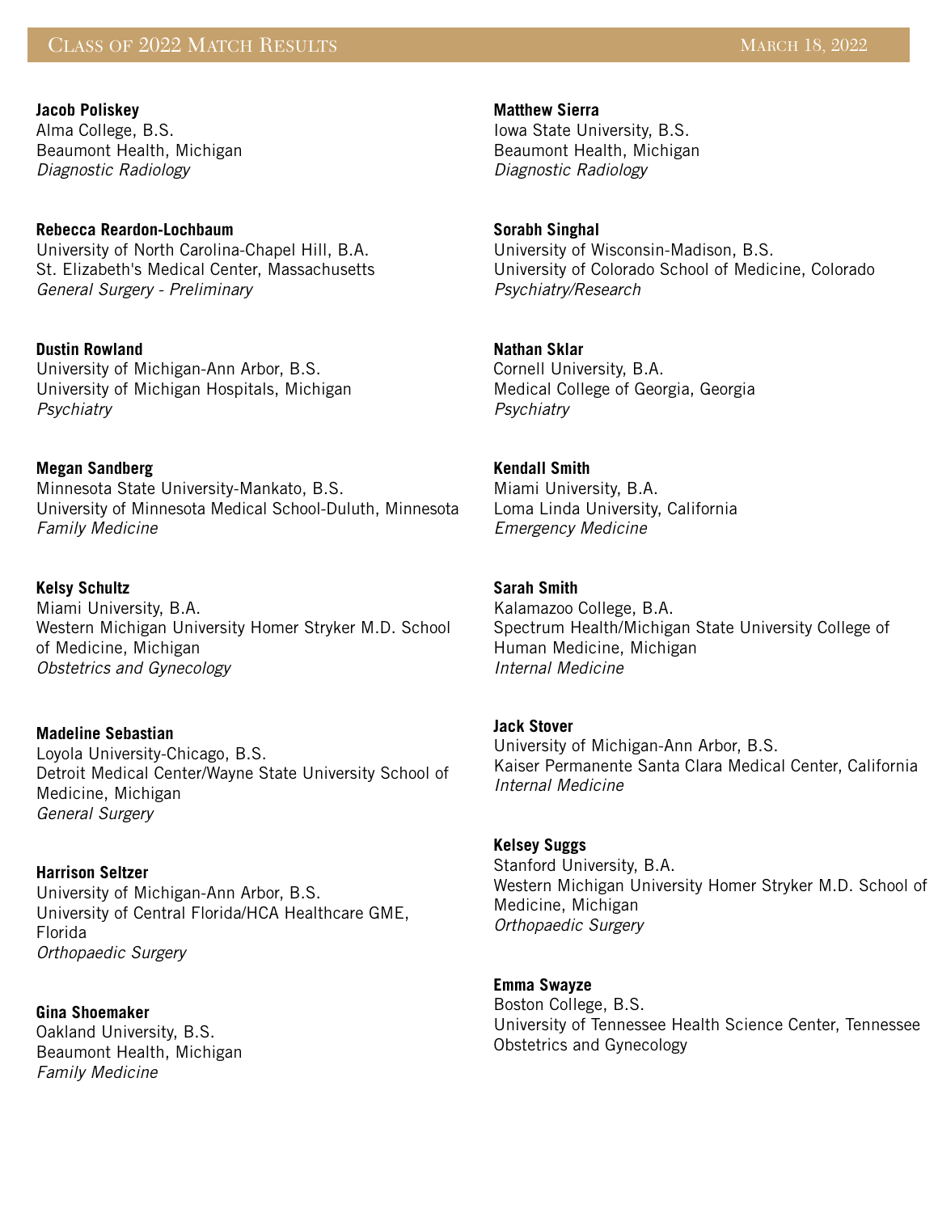**Jacob Poliskey**
Alma College, B.S.
Beaumont Health, Michigan
*Diagnostic Radiology*

**Rebecca Reardon-Lochbaum**
University of North Carolina-Chapel Hill, B.A.
St. Elizabeth's Medical Center, Massachusetts
*General Surgery - Preliminary*

**Dustin Rowland**
University of Michigan-Ann Arbor, B.S.
University of Michigan Hospitals, Michigan
*Psychiatry*

**Megan Sandberg**
Minnesota State University-Mankato, B.S.
University of Minnesota Medical School-Duluth, Minnesota
*Family Medicine*

**Kelsy Schultz**
Miami University, B.A.
Western Michigan University Homer Stryker M.D. School of Medicine, Michigan
*Obstetrics and Gynecology*

**Madeline Sebastian**
Loyola University-Chicago, B.S.
Detroit Medical Center/Wayne State University School of Medicine, Michigan
*General Surgery*

**Harrison Seltzer**
University of Michigan-Ann Arbor, B.S.
University of Central Florida/HCA Healthcare GME, Florida
*Orthopaedic Surgery*

**Gina Shoemaker**
Oakland University, B.S.
Beaumont Health, Michigan
*Family Medicine*

**Matthew Sierra**
Iowa State University, B.S.
Beaumont Health, Michigan
*Diagnostic Radiology*

**Sorabh Singhal**
University of Wisconsin-Madison, B.S.
University of Colorado School of Medicine, Colorado
*Psychiatry/Research*

**Nathan Sklar**
Cornell University, B.A.
Medical College of Georgia, Georgia
*Psychiatry*

**Kendall Smith**
Miami University, B.A.
Loma Linda University, California
*Emergency Medicine*

**Sarah Smith**
Kalamazoo College, B.A.
Spectrum Health/Michigan State University College of Human Medicine, Michigan
*Internal Medicine*

**Jack Stover**
University of Michigan-Ann Arbor, B.S.
Kaiser Permanente Santa Clara Medical Center, California
*Internal Medicine*

**Kelsey Suggs**
Stanford University, B.A.
Western Michigan University Homer Stryker M.D. School of Medicine, Michigan
*Orthopaedic Surgery*

**Emma Swayze**
Boston College, B.S.
University of Tennessee Health Science Center, Tennessee
Obstetrics and Gynecology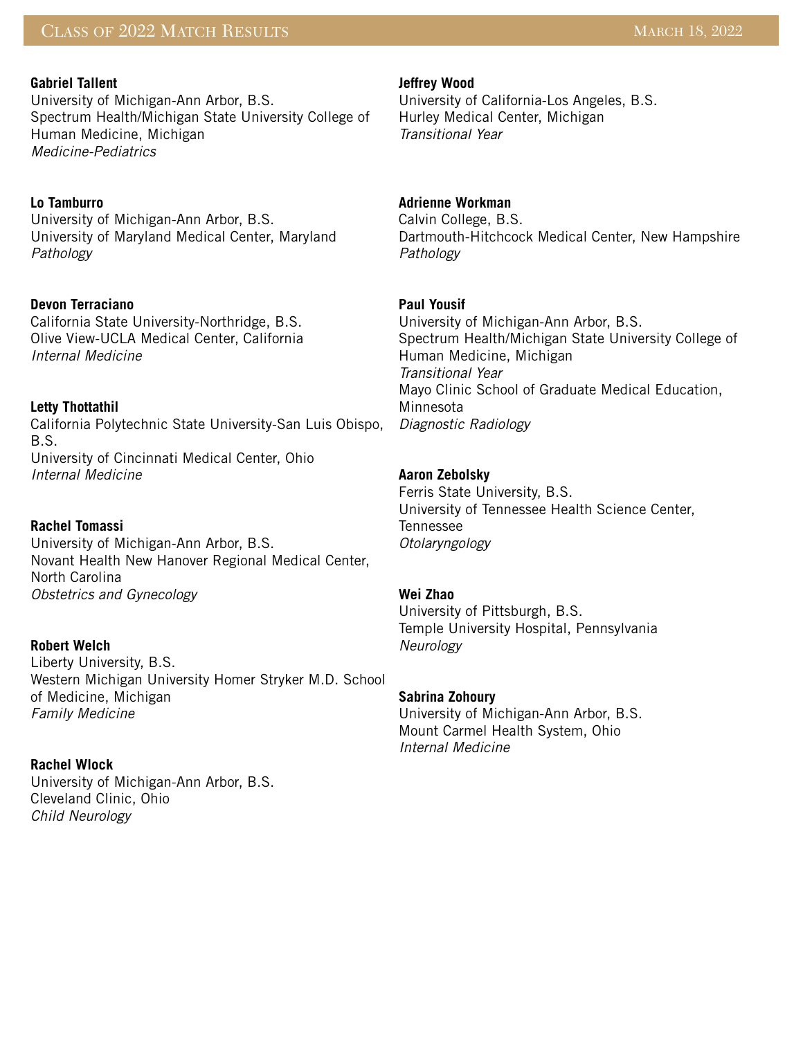**Gabriel Tallent**
University of Michigan-Ann Arbor, B.S.
Spectrum Health/Michigan State University College of Human Medicine, Michigan
*Medicine-Pediatrics*

**Lo Tamburro**
University of Michigan-Ann Arbor, B.S.
University of Maryland Medical Center, Maryland
*Pathology*

**Devon Terraciano**
California State University-Northridge, B.S.
Olive View-UCLA Medical Center, California
*Internal Medicine*

**Letty Thottathil**
California Polytechnic State University-San Luis Obispo, B.S.
University of Cincinnati Medical Center, Ohio
*Internal Medicine*

**Rachel Tomassi**
University of Michigan-Ann Arbor, B.S.
Novant Health New Hanover Regional Medical Center, North Carolina
*Obstetrics and Gynecology*

**Robert Welch**
Liberty University, B.S.
Western Michigan University Homer Stryker M.D. School of Medicine, Michigan
*Family Medicine*

**Rachel Wlock**
University of Michigan-Ann Arbor, B.S.
Cleveland Clinic, Ohio
*Child Neurology*

**Jeffrey Wood**
University of California-Los Angeles, B.S.
Hurley Medical Center, Michigan
*Transitional Year*

**Adrienne Workman**
Calvin College, B.S.
Dartmouth-Hitchcock Medical Center, New Hampshire
*Pathology*

**Paul Yousif**
University of Michigan-Ann Arbor, B.S.
Spectrum Health/Michigan State University College of Human Medicine, Michigan
*Transitional Year*
Mayo Clinic School of Graduate Medical Education, Minnesota
*Diagnostic Radiology*

**Aaron Zebolsky**
Ferris State University, B.S.
University of Tennessee Health Science Center, Tennessee
*Otolaryngology*

**Wei Zhao**
University of Pittsburgh, B.S.
Temple University Hospital, Pennsylvania
*Neurology*

**Sabrina Zohoury**
University of Michigan-Ann Arbor, B.S.
Mount Carmel Health System, Ohio
*Internal Medicine*